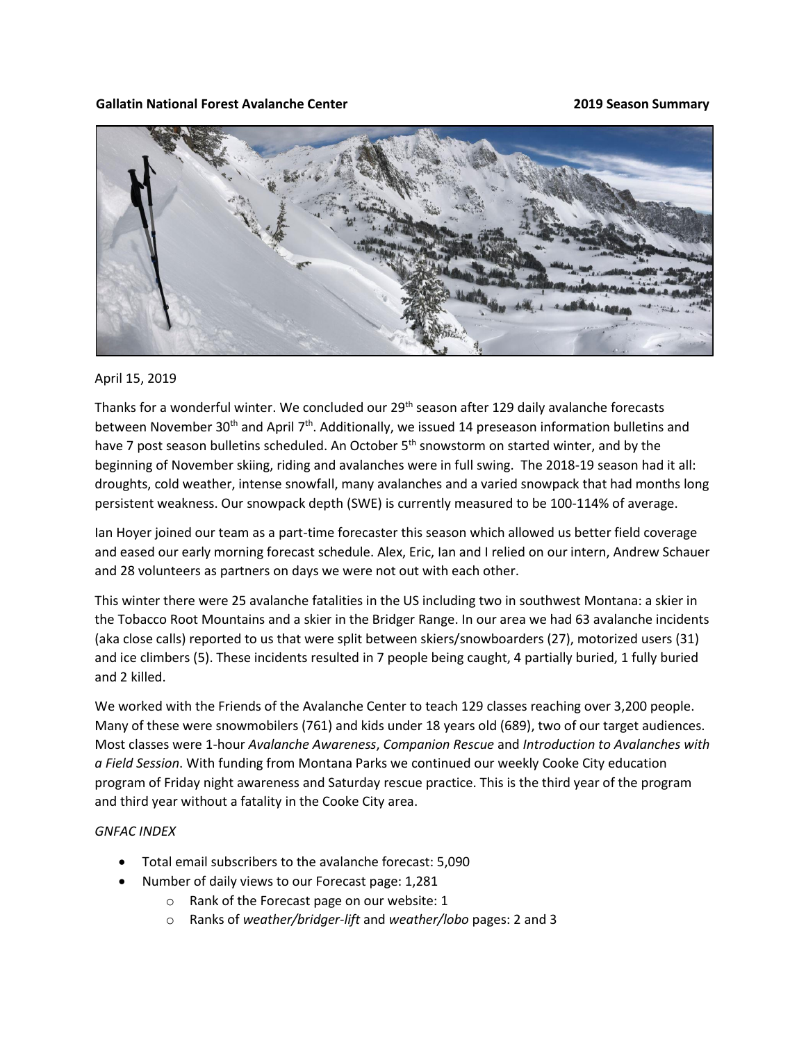**Gallatin National Forest Avalanche Center** **2019 Season Summary**

April 15, 2019

Thanks for a wonderful winter. We concluded our 29th season after 129 daily avalanche forecasts between November 30th and April 7th. Additionally, we issued 14 preseason information bulletins and have 7 post season bulletins scheduled. An October 5th snowstorm on started winter, and by the beginning of November skiing, riding and avalanches were in full swing. The 2018-19 season had it all: droughts, cold weather, intense snowfall, many avalanches and a varied snowpack that had months long persistent weakness. Our snowpack depth (SWE) is currently measured to be 100-114% of average.

Ian Hoyer joined our team as a part-time forecaster this season which allowed us better field coverage and eased our early morning forecast schedule. Alex, Eric, Ian and I relied on our intern, Andrew Schauer and 28 volunteers as partners on days we were not out with each other.

This winter there were 25 avalanche fatalities in the US including two in southwest Montana: a skier in the Tobacco Root Mountains and a skier in the Bridger Range. In our area we had 63 avalanche incidents (aka close calls) reported to us that were split between skiers/snowboarders (27), motorized users (31) and ice climbers (5). These incidents resulted in 7 people being caught, 4 partially buried, 1 fully buried and 2 killed.

We worked with the Friends of the Avalanche Center to teach 129 classes reaching over 3,200 people. Many of these were snowmobilers (761) and kids under 18 years old (689), two of our target audiences. Most classes were 1-hour *Avalanche Awareness*, *Companion Rescue* and *Introduction to Avalanches with a Field Session*. With funding from Montana Parks we continued our weekly Cooke City education program of Friday night awareness and Saturday rescue practice. This is the third year of the program and third year without a fatality in the Cooke City area.

*GNFAC INDEX*

- Total email subscribers to the avalanche forecast: 5,090
- Number of daily views to our Forecast page: 1,281
  - Rank of the Forecast page on our website: 1
  - Ranks of *weather/bridger-lift* and *weather/lobo* pages: 2 and 3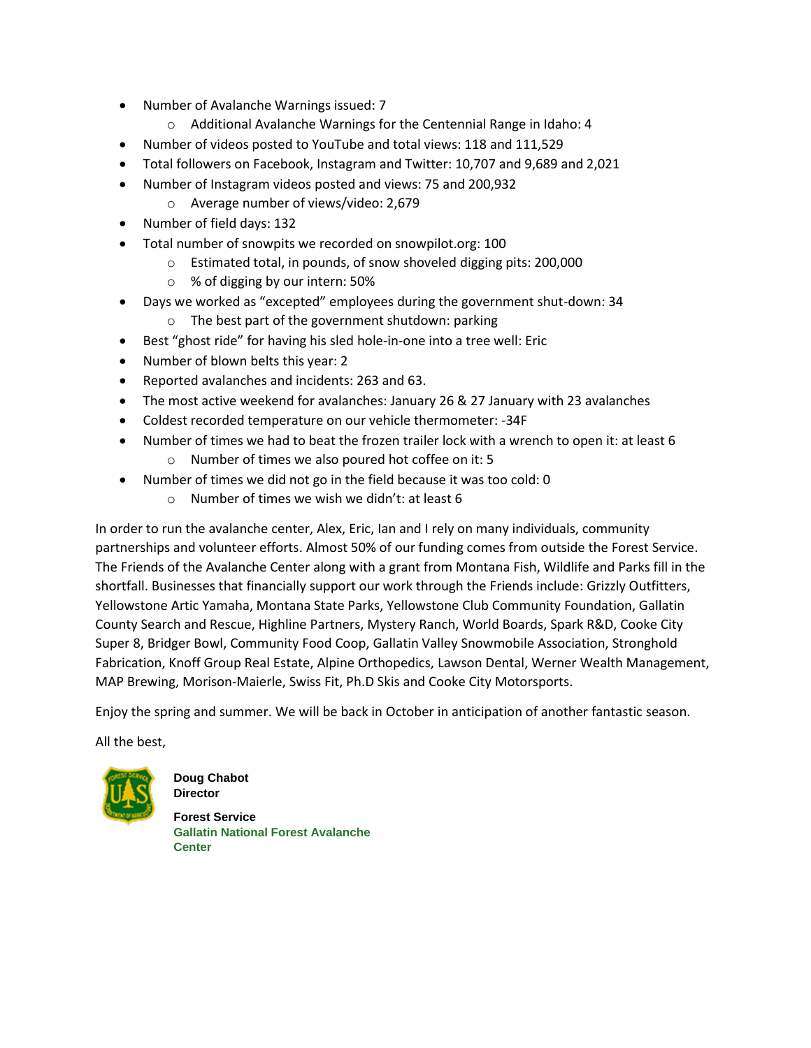- Number of Avalanche Warnings issued: 7
  - Additional Avalanche Warnings for the Centennial Range in Idaho: 4
- Number of videos posted to YouTube and total views: 118 and 111,529
- Total followers on Facebook, Instagram and Twitter: 10,707 and 9,689 and 2,021
- Number of Instagram videos posted and views: 75 and 200,932
  - Average number of views/video: 2,679
- Number of field days: 132
- Total number of snowpits we recorded on snowpilot.org: 100
  - Estimated total, in pounds, of snow shoveled digging pits: 200,000
  - % of digging by our intern: 50%
- Days we worked as "excepted" employees during the government shut-down: 34
  - The best part of the government shutdown: parking
- Best "ghost ride" for having his sled hole-in-one into a tree well: Eric
- Number of blown belts this year: 2
- Reported avalanches and incidents: 263 and 63.
- The most active weekend for avalanches: January 26 & 27 January with 23 avalanches
- Coldest recorded temperature on our vehicle thermometer: -34F
- Number of times we had to beat the frozen trailer lock with a wrench to open it: at least 6
  - Number of times we also poured hot coffee on it: 5
- Number of times we did not go in the field because it was too cold: 0
  - Number of times we wish we didn't: at least 6

In order to run the avalanche center, Alex, Eric, Ian and I rely on many individuals, community partnerships and volunteer efforts. Almost 50% of our funding comes from outside the Forest Service. The Friends of the Avalanche Center along with a grant from Montana Fish, Wildlife and Parks fill in the shortfall. Businesses that financially support our work through the Friends include: Grizzly Outfitters, Yellowstone Artic Yamaha, Montana State Parks, Yellowstone Club Community Foundation, Gallatin County Search and Rescue, Highline Partners, Mystery Ranch, World Boards, Spark R&D, Cooke City Super 8, Bridger Bowl, Community Food Coop, Gallatin Valley Snowmobile Association, Stronghold Fabrication, Knoff Group Real Estate, Alpine Orthopedics, Lawson Dental, Werner Wealth Management, MAP Brewing, Morison-Maierle, Swiss Fit, Ph.D Skis and Cooke City Motorsports.

Enjoy the spring and summer. We will be back in October in anticipation of another fantastic season.

All the best,

**Doug Chabot**
**Director**

**Forest Service**
**Gallatin National Forest Avalanche Center**